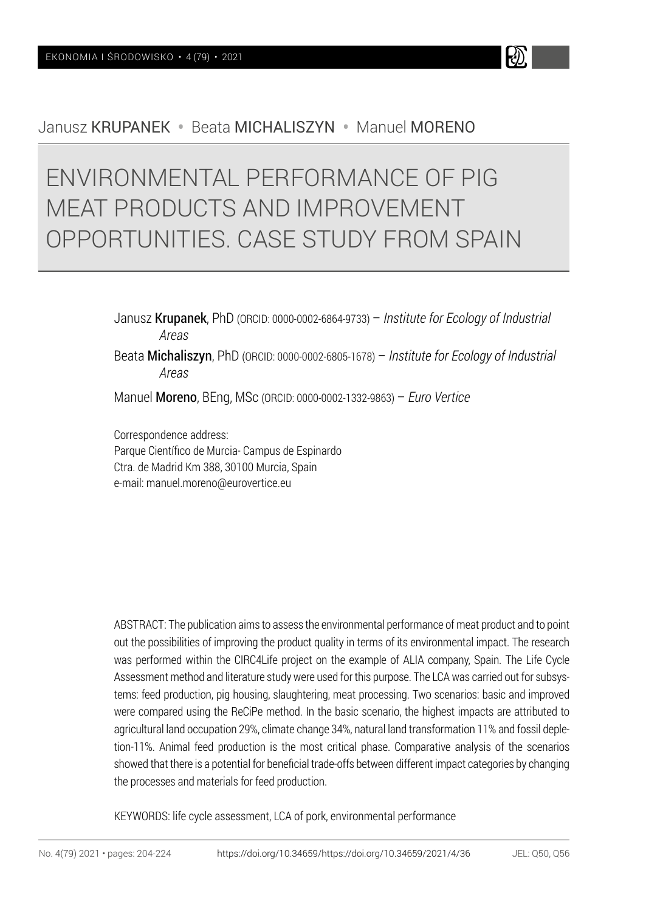Janusz KRUPANEK • Beata MICHALISZYN • Manuel MORENO

# ENVIRONMENTAL PERFORMANCE OF PIG MEAT PRODUCTS AND IMPROVEMENT OPPORTUNITIES. CASE STUDY FROM SPAIN

Janusz **Krupanek**, PhD (ORCID: 0000-0002-6864-9733) – *Institute for Ecology of Industrial Areas*

Beata **Michaliszyn**, PhD (ORCID: 0000-0002-6805-1678) – *Institute for Ecology of Industrial Areas*

Manuel **Moreno**, BEng, MSc (ORCID: 0000-0002-1332-9863) – *Euro Vertice*

Correspondence address:
Parque Científico de Murcia- Campus de Espinardo
Ctra. de Madrid Km 388, 30100 Murcia, Spain
e-mail: manuel.moreno@eurovertice.eu

ABSTRACT: The publication aims to assess the environmental performance of meat product and to point out the possibilities of improving the product quality in terms of its environmental impact. The research was performed within the CIRC4Life project on the example of ALIA company, Spain. The Life Cycle Assessment method and literature study were used for this purpose. The LCA was carried out for subsystems: feed production, pig housing, slaughtering, meat processing. Two scenarios: basic and improved were compared using the ReCiPe method. In the basic scenario, the highest impacts are attributed to agricultural land occupation 29%, climate change 34%, natural land transformation 11% and fossil depletion-11%. Animal feed production is the most critical phase. Comparative analysis of the scenarios showed that there is a potential for beneficial trade-offs between different impact categories by changing the processes and materials for feed production.

KEYWORDS: life cycle assessment, LCA of pork, environmental performance

https://doi.org/10.34659/https://doi.org/10.34659/2021/4/36

JEL: Q50, Q56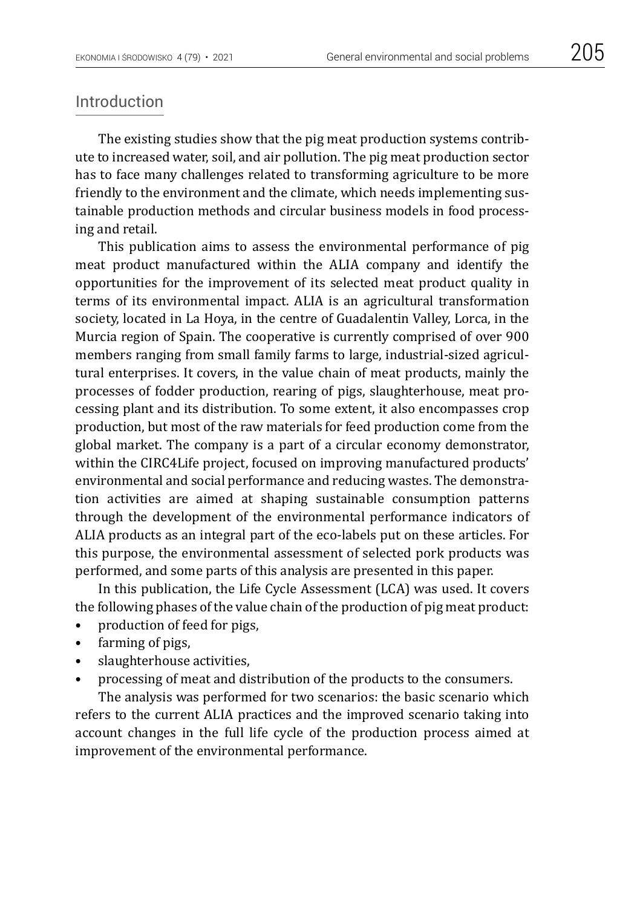## Introduction

The existing studies show that the pig meat production systems contribute to increased water, soil, and air pollution. The pig meat production sector has to face many challenges related to transforming agriculture to be more friendly to the environment and the climate, which needs implementing sustainable production methods and circular business models in food processing and retail.

This publication aims to assess the environmental performance of pig meat product manufactured within the ALIA company and identify the opportunities for the improvement of its selected meat product quality in terms of its environmental impact. ALIA is an agricultural transformation society, located in La Hoya, in the centre of Guadalentin Valley, Lorca, in the Murcia region of Spain. The cooperative is currently comprised of over 900 members ranging from small family farms to large, industrial-sized agricultural enterprises. It covers, in the value chain of meat products, mainly the processes of fodder production, rearing of pigs, slaughterhouse, meat processing plant and its distribution. To some extent, it also encompasses crop production, but most of the raw materials for feed production come from the global market. The company is a part of a circular economy demonstrator, within the CIRC4Life project, focused on improving manufactured products' environmental and social performance and reducing wastes. The demonstration activities are aimed at shaping sustainable consumption patterns through the development of the environmental performance indicators of ALIA products as an integral part of the eco-labels put on these articles. For this purpose, the environmental assessment of selected pork products was performed, and some parts of this analysis are presented in this paper.

In this publication, the Life Cycle Assessment (LCA) was used. It covers the following phases of the value chain of the production of pig meat product:

- production of feed for pigs,
- farming of pigs,
- slaughterhouse activities,
- processing of meat and distribution of the products to the consumers.

The analysis was performed for two scenarios: the basic scenario which refers to the current ALIA practices and the improved scenario taking into account changes in the full life cycle of the production process aimed at improvement of the environmental performance.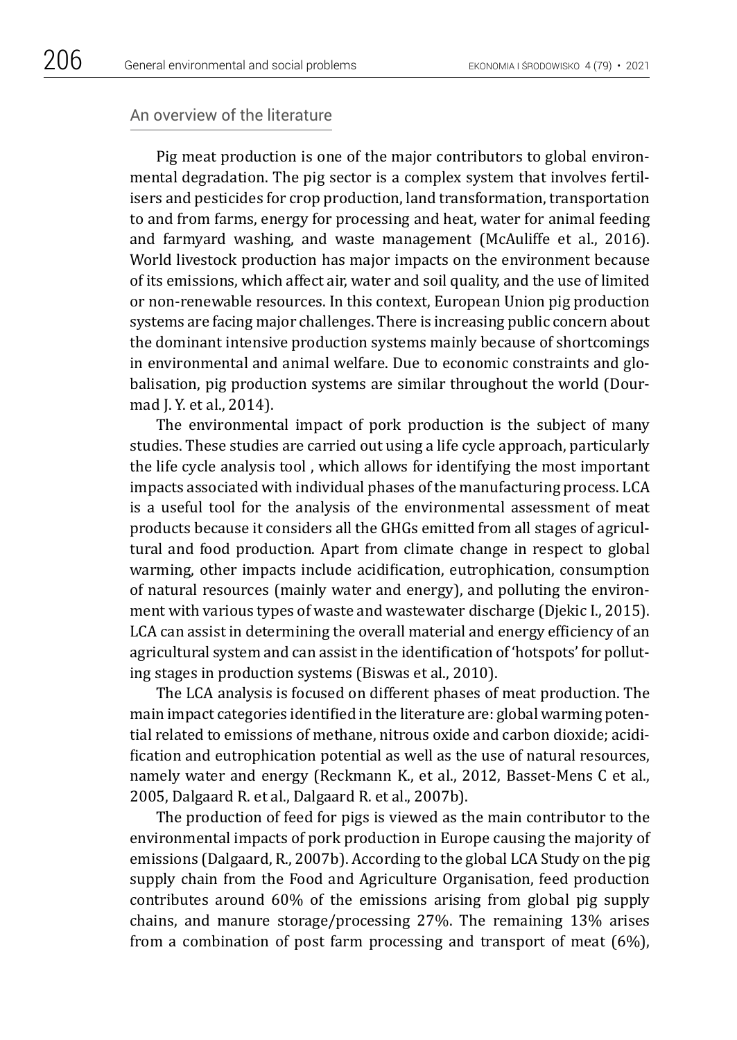## An overview of the literature

Pig meat production is one of the major contributors to global environmental degradation. The pig sector is a complex system that involves fertilisers and pesticides for crop production, land transformation, transportation to and from farms, energy for processing and heat, water for animal feeding and farmyard washing, and waste management (McAuliffe et al., 2016). World livestock production has major impacts on the environment because of its emissions, which affect air, water and soil quality, and the use of limited or non-renewable resources. In this context, European Union pig production systems are facing major challenges. There is increasing public concern about the dominant intensive production systems mainly because of shortcomings in environmental and animal welfare. Due to economic constraints and globalisation, pig production systems are similar throughout the world (Dourmad J. Y. et al., 2014).

The environmental impact of pork production is the subject of many studies. These studies are carried out using a life cycle approach, particularly the life cycle analysis tool , which allows for identifying the most important impacts associated with individual phases of the manufacturing process. LCA is a useful tool for the analysis of the environmental assessment of meat products because it considers all the GHGs emitted from all stages of agricultural and food production. Apart from climate change in respect to global warming, other impacts include acidification, eutrophication, consumption of natural resources (mainly water and energy), and polluting the environment with various types of waste and wastewater discharge (Djekic I., 2015). LCA can assist in determining the overall material and energy efficiency of an agricultural system and can assist in the identification of 'hotspots' for polluting stages in production systems (Biswas et al., 2010).

The LCA analysis is focused on different phases of meat production. The main impact categories identified in the literature are: global warming potential related to emissions of methane, nitrous oxide and carbon dioxide; acidification and eutrophication potential as well as the use of natural resources, namely water and energy (Reckmann K., et al., 2012, Basset-Mens C et al., 2005, Dalgaard R. et al., Dalgaard R. et al., 2007b).

The production of feed for pigs is viewed as the main contributor to the environmental impacts of pork production in Europe causing the majority of emissions (Dalgaard, R., 2007b). According to the global LCA Study on the pig supply chain from the Food and Agriculture Organisation, feed production contributes around 60% of the emissions arising from global pig supply chains, and manure storage/processing 27%. The remaining 13% arises from a combination of post farm processing and transport of meat (6%),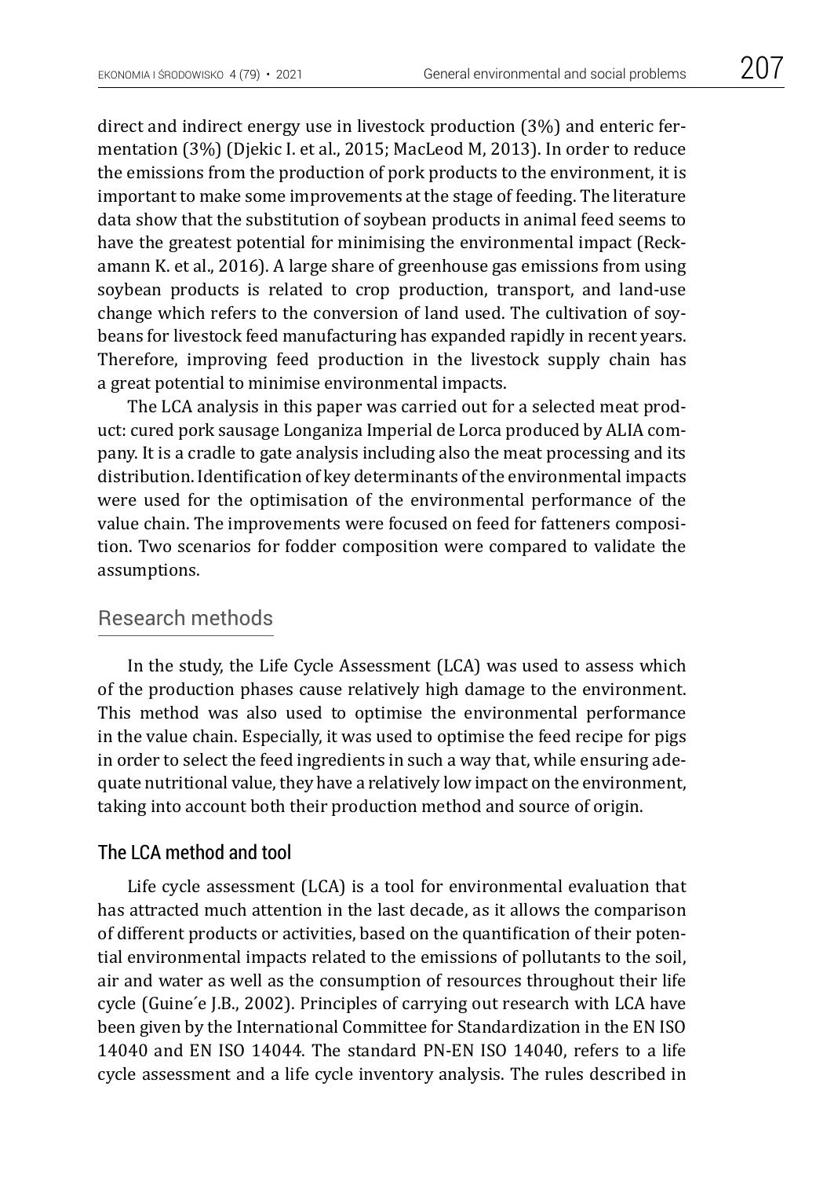direct and indirect energy use in livestock production (3%) and enteric fermentation (3%) (Djekic I. et al., 2015; MacLeod M, 2013). In order to reduce the emissions from the production of pork products to the environment, it is important to make some improvements at the stage of feeding. The literature data show that the substitution of soybean products in animal feed seems to have the greatest potential for minimising the environmental impact (Reckamann K. et al., 2016). A large share of greenhouse gas emissions from using soybean products is related to crop production, transport, and land-use change which refers to the conversion of land used. The cultivation of soybeans for livestock feed manufacturing has expanded rapidly in recent years. Therefore, improving feed production in the livestock supply chain has a great potential to minimise environmental impacts.

The LCA analysis in this paper was carried out for a selected meat product: cured pork sausage Longaniza Imperial de Lorca produced by ALIA company. It is a cradle to gate analysis including also the meat processing and its distribution. Identification of key determinants of the environmental impacts were used for the optimisation of the environmental performance of the value chain. The improvements were focused on feed for fatteners composition. Two scenarios for fodder composition were compared to validate the assumptions.

## Research methods

In the study, the Life Cycle Assessment (LCA) was used to assess which of the production phases cause relatively high damage to the environment. This method was also used to optimise the environmental performance in the value chain. Especially, it was used to optimise the feed recipe for pigs in order to select the feed ingredients in such a way that, while ensuring adequate nutritional value, they have a relatively low impact on the environment, taking into account both their production method and source of origin.

### The LCA method and tool

Life cycle assessment (LCA) is a tool for environmental evaluation that has attracted much attention in the last decade, as it allows the comparison of different products or activities, based on the quantification of their potential environmental impacts related to the emissions of pollutants to the soil, air and water as well as the consumption of resources throughout their life cycle (Guine´e J.B., 2002). Principles of carrying out research with LCA have been given by the International Committee for Standardization in the EN ISO 14040 and EN ISO 14044. The standard PN-EN ISO 14040, refers to a life cycle assessment and a life cycle inventory analysis. The rules described in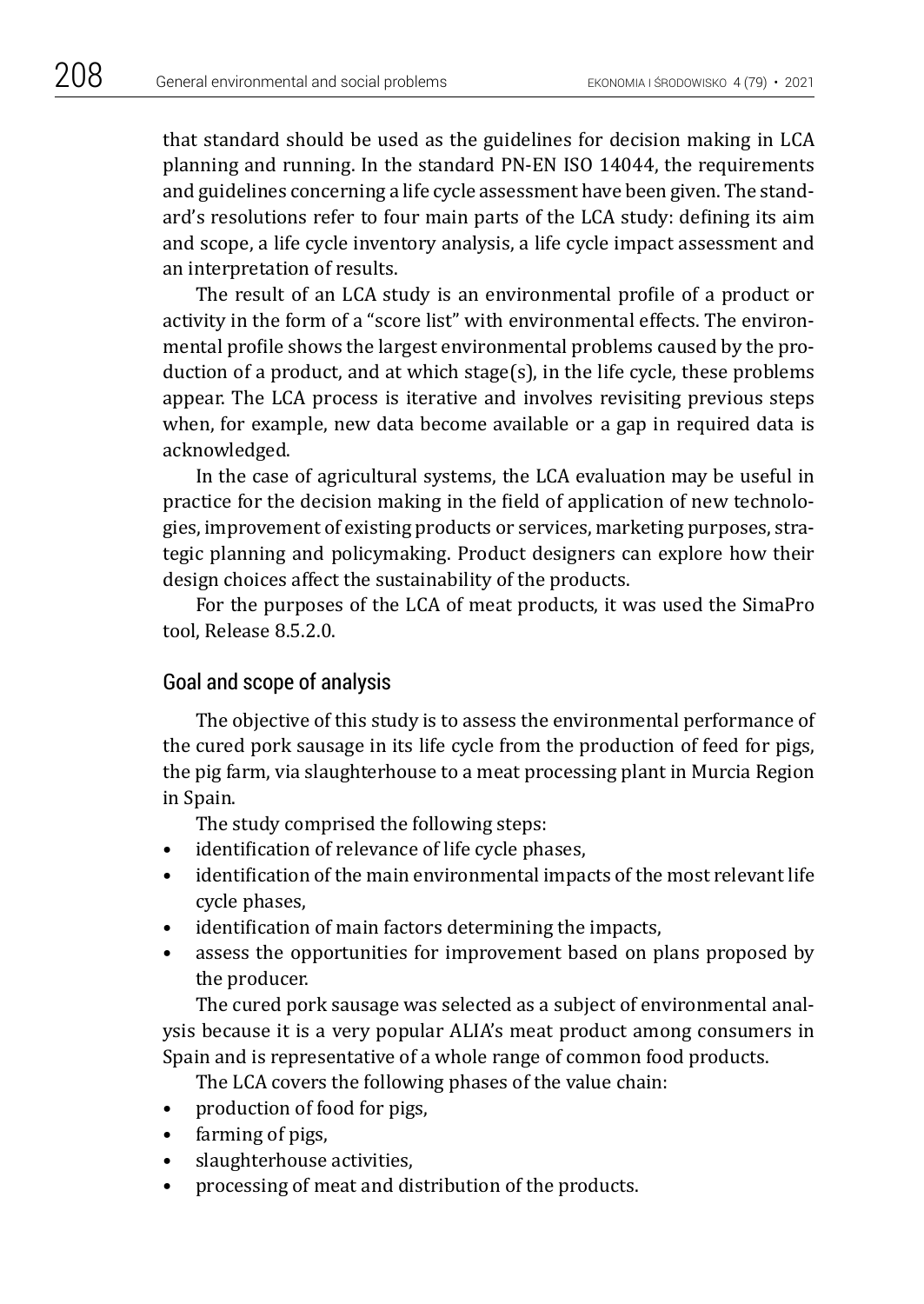that standard should be used as the guidelines for decision making in LCA planning and running. In the standard PN-EN ISO 14044, the requirements and guidelines concerning a life cycle assessment have been given. The standard's resolutions refer to four main parts of the LCA study: defining its aim and scope, a life cycle inventory analysis, a life cycle impact assessment and an interpretation of results.

The result of an LCA study is an environmental profile of a product or activity in the form of a "score list" with environmental effects. The environmental profile shows the largest environmental problems caused by the production of a product, and at which stage(s), in the life cycle, these problems appear. The LCA process is iterative and involves revisiting previous steps when, for example, new data become available or a gap in required data is acknowledged.

In the case of agricultural systems, the LCA evaluation may be useful in practice for the decision making in the field of application of new technologies, improvement of existing products or services, marketing purposes, strategic planning and policymaking. Product designers can explore how their design choices affect the sustainability of the products.

For the purposes of the LCA of meat products, it was used the SimaPro tool, Release 8.5.2.0.

## Goal and scope of analysis

The objective of this study is to assess the environmental performance of the cured pork sausage in its life cycle from the production of feed for pigs, the pig farm, via slaughterhouse to a meat processing plant in Murcia Region in Spain.

The study comprised the following steps:

- identification of relevance of life cycle phases,
- identification of the main environmental impacts of the most relevant life cycle phases,
- identification of main factors determining the impacts,
- assess the opportunities for improvement based on plans proposed by the producer.

The cured pork sausage was selected as a subject of environmental analysis because it is a very popular ALIA's meat product among consumers in Spain and is representative of a whole range of common food products.

The LCA covers the following phases of the value chain:

- production of food for pigs,
- farming of pigs,
- slaughterhouse activities,
- processing of meat and distribution of the products.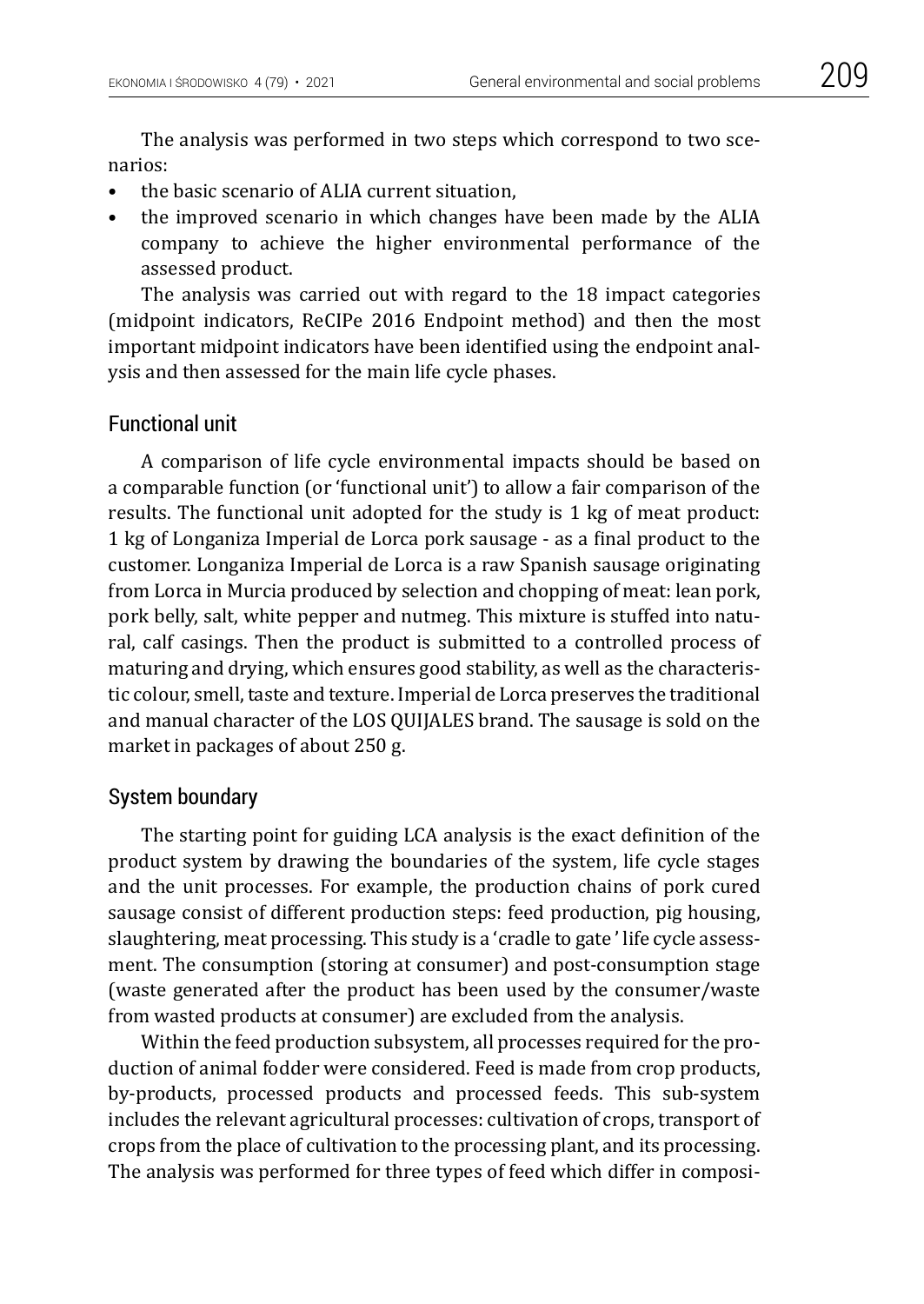The analysis was performed in two steps which correspond to two scenarios:

- the basic scenario of ALIA current situation,
- the improved scenario in which changes have been made by the ALIA company to achieve the higher environmental performance of the assessed product.

The analysis was carried out with regard to the 18 impact categories (midpoint indicators, ReCIPe 2016 Endpoint method) and then the most important midpoint indicators have been identified using the endpoint analysis and then assessed for the main life cycle phases.

## Functional unit

A comparison of life cycle environmental impacts should be based on a comparable function (or 'functional unit') to allow a fair comparison of the results. The functional unit adopted for the study is 1 kg of meat product: 1 kg of Longaniza Imperial de Lorca pork sausage - as a final product to the customer. Longaniza Imperial de Lorca is a raw Spanish sausage originating from Lorca in Murcia produced by selection and chopping of meat: lean pork, pork belly, salt, white pepper and nutmeg. This mixture is stuffed into natural, calf casings. Then the product is submitted to a controlled process of maturing and drying, which ensures good stability, as well as the characteristic colour, smell, taste and texture. Imperial de Lorca preserves the traditional and manual character of the LOS QUIJALES brand. The sausage is sold on the market in packages of about 250 g.

## System boundary

The starting point for guiding LCA analysis is the exact definition of the product system by drawing the boundaries of the system, life cycle stages and the unit processes. For example, the production chains of pork cured sausage consist of different production steps: feed production, pig housing, slaughtering, meat processing. This study is a 'cradle to gate ' life cycle assessment. The consumption (storing at consumer) and post-consumption stage (waste generated after the product has been used by the consumer/waste from wasted products at consumer) are excluded from the analysis.

Within the feed production subsystem, all processes required for the production of animal fodder were considered. Feed is made from crop products, by-products, processed products and processed feeds. This sub-system includes the relevant agricultural processes: cultivation of crops, transport of crops from the place of cultivation to the processing plant, and its processing. The analysis was performed for three types of feed which differ in composi-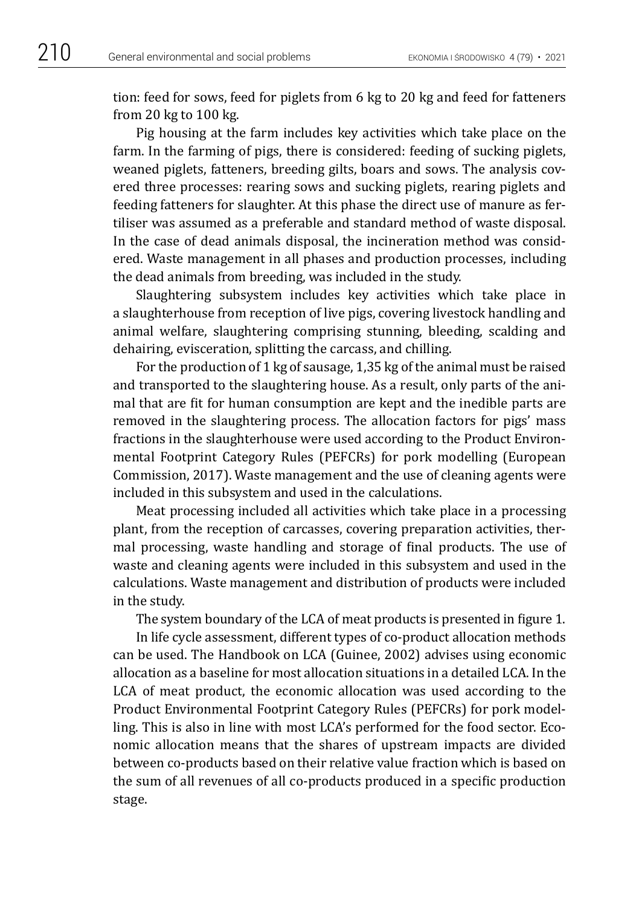tion: feed for sows, feed for piglets from 6 kg to 20 kg and feed for fatteners from 20 kg to 100 kg.

Pig housing at the farm includes key activities which take place on the farm. In the farming of pigs, there is considered: feeding of sucking piglets, weaned piglets, fatteners, breeding gilts, boars and sows. The analysis covered three processes: rearing sows and sucking piglets, rearing piglets and feeding fatteners for slaughter. At this phase the direct use of manure as fertiliser was assumed as a preferable and standard method of waste disposal. In the case of dead animals disposal, the incineration method was considered. Waste management in all phases and production processes, including the dead animals from breeding, was included in the study.

Slaughtering subsystem includes key activities which take place in a slaughterhouse from reception of live pigs, covering livestock handling and animal welfare, slaughtering comprising stunning, bleeding, scalding and dehairing, evisceration, splitting the carcass, and chilling.

For the production of 1 kg of sausage, 1,35 kg of the animal must be raised and transported to the slaughtering house. As a result, only parts of the animal that are fit for human consumption are kept and the inedible parts are removed in the slaughtering process. The allocation factors for pigs' mass fractions in the slaughterhouse were used according to the Product Environmental Footprint Category Rules (PEFCRs) for pork modelling (European Commission, 2017). Waste management and the use of cleaning agents were included in this subsystem and used in the calculations.

Meat processing included all activities which take place in a processing plant, from the reception of carcasses, covering preparation activities, thermal processing, waste handling and storage of final products. The use of waste and cleaning agents were included in this subsystem and used in the calculations. Waste management and distribution of products were included in the study.

The system boundary of the LCA of meat products is presented in figure 1.

In life cycle assessment, different types of co-product allocation methods can be used. The Handbook on LCA (Guinee, 2002) advises using economic allocation as a baseline for most allocation situations in a detailed LCA. In the LCA of meat product, the economic allocation was used according to the Product Environmental Footprint Category Rules (PEFCRs) for pork modelling. This is also in line with most LCA's performed for the food sector. Economic allocation means that the shares of upstream impacts are divided between co-products based on their relative value fraction which is based on the sum of all revenues of all co-products produced in a specific production stage.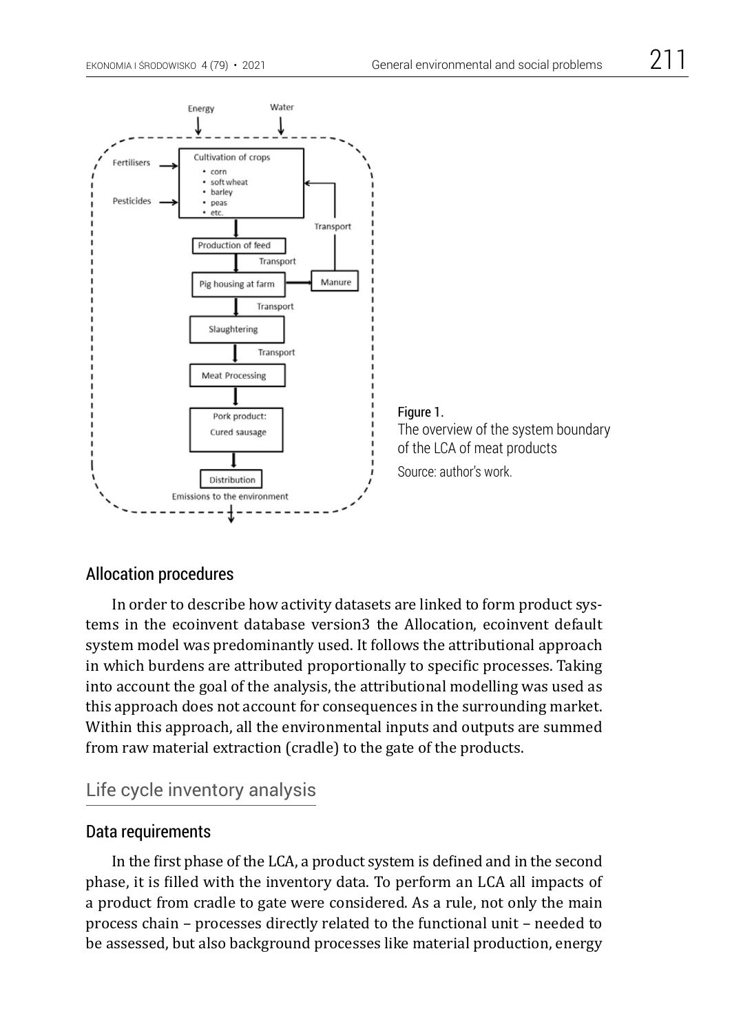Figure 1.
The overview of the system boundary of the LCA of meat products
Source: author's work.

### Allocation procedures

In order to describe how activity datasets are linked to form product systems in the ecoinvent database version3 the Allocation, ecoinvent default system model was predominantly used. It follows the attributional approach in which burdens are attributed proportionally to specific processes. Taking into account the goal of the analysis, the attributional modelling was used as this approach does not account for consequences in the surrounding market. Within this approach, all the environmental inputs and outputs are summed from raw material extraction (cradle) to the gate of the products.

## Life cycle inventory analysis

### Data requirements

In the first phase of the LCA, a product system is defined and in the second phase, it is filled with the inventory data. To perform an LCA all impacts of a product from cradle to gate were considered. As a rule, not only the main process chain – processes directly related to the functional unit – needed to be assessed, but also background processes like material production, energy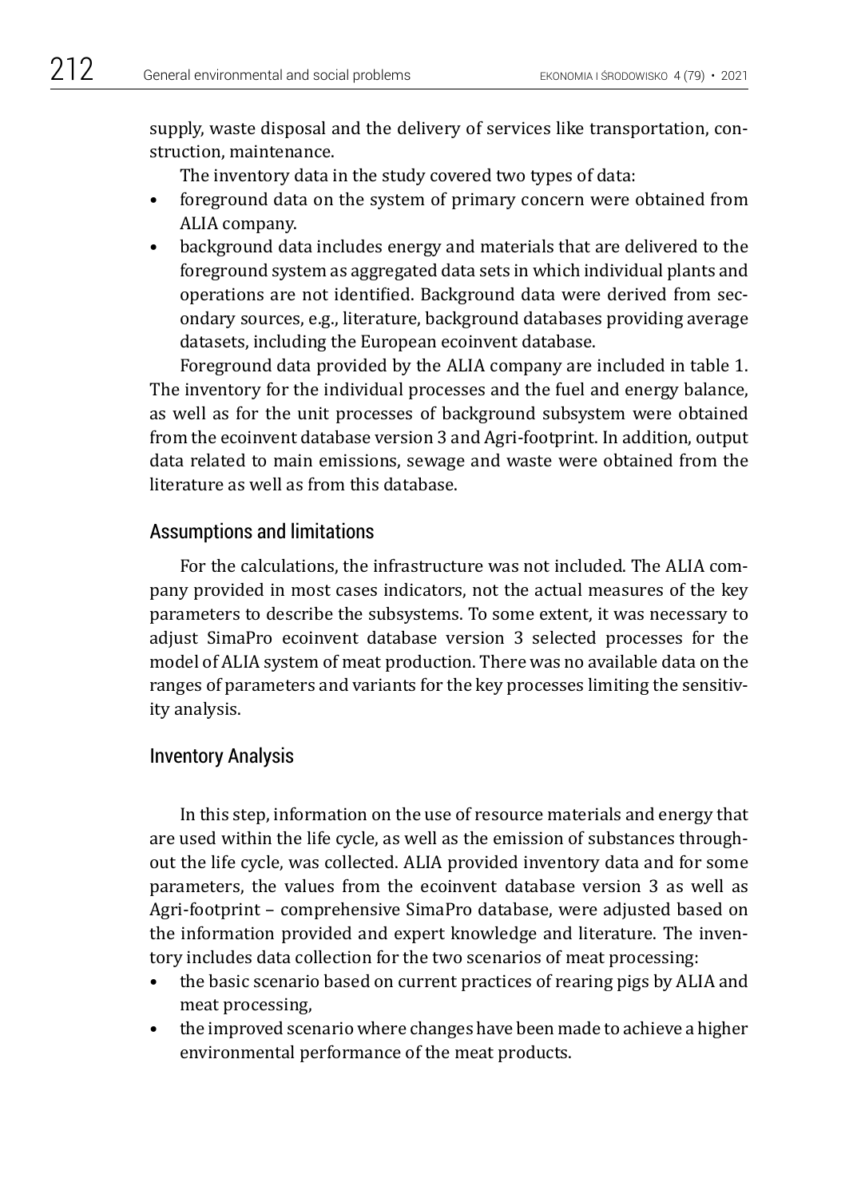supply, waste disposal and the delivery of services like transportation, construction, maintenance.

The inventory data in the study covered two types of data:

- foreground data on the system of primary concern were obtained from ALIA company.
- background data includes energy and materials that are delivered to the foreground system as aggregated data sets in which individual plants and operations are not identified. Background data were derived from secondary sources, e.g., literature, background databases providing average datasets, including the European ecoinvent database.

Foreground data provided by the ALIA company are included in table 1. The inventory for the individual processes and the fuel and energy balance, as well as for the unit processes of background subsystem were obtained from the ecoinvent database version 3 and Agri-footprint. In addition, output data related to main emissions, sewage and waste were obtained from the literature as well as from this database.

## Assumptions and limitations

For the calculations, the infrastructure was not included. The ALIA company provided in most cases indicators, not the actual measures of the key parameters to describe the subsystems. To some extent, it was necessary to adjust SimaPro ecoinvent database version 3 selected processes for the model of ALIA system of meat production. There was no available data on the ranges of parameters and variants for the key processes limiting the sensitivity analysis.

## Inventory Analysis

In this step, information on the use of resource materials and energy that are used within the life cycle, as well as the emission of substances throughout the life cycle, was collected. ALIA provided inventory data and for some parameters, the values from the ecoinvent database version 3 as well as Agri-footprint – comprehensive SimaPro database, were adjusted based on the information provided and expert knowledge and literature. The inventory includes data collection for the two scenarios of meat processing:

- the basic scenario based on current practices of rearing pigs by ALIA and meat processing,
- the improved scenario where changes have been made to achieve a higher environmental performance of the meat products.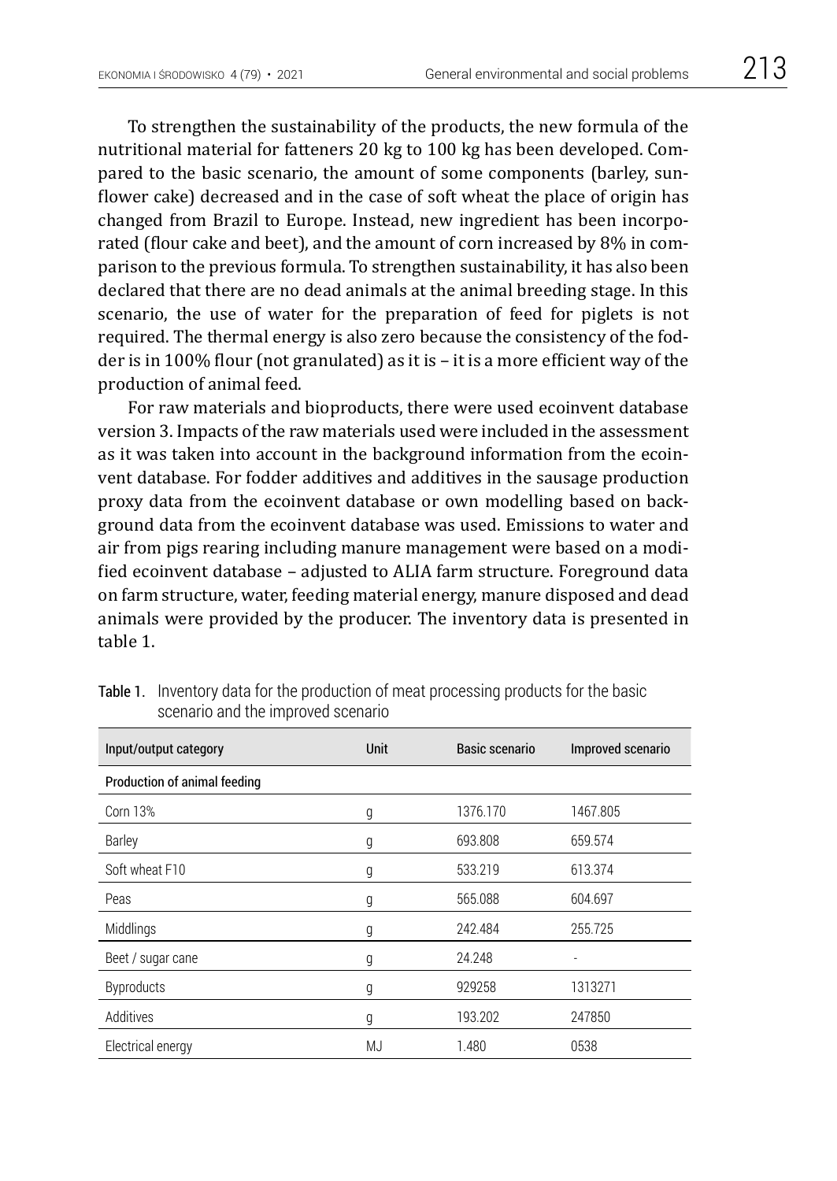To strengthen the sustainability of the products, the new formula of the nutritional material for fatteners 20 kg to 100 kg has been developed. Compared to the basic scenario, the amount of some components (barley, sunflower cake) decreased and in the case of soft wheat the place of origin has changed from Brazil to Europe. Instead, new ingredient has been incorporated (flour cake and beet), and the amount of corn increased by 8% in comparison to the previous formula. To strengthen sustainability, it has also been declared that there are no dead animals at the animal breeding stage. In this scenario, the use of water for the preparation of feed for piglets is not required. The thermal energy is also zero because the consistency of the fodder is in 100% flour (not granulated) as it is – it is a more efficient way of the production of animal feed.

For raw materials and bioproducts, there were used ecoinvent database version 3. Impacts of the raw materials used were included in the assessment as it was taken into account in the background information from the ecoinvent database. For fodder additives and additives in the sausage production proxy data from the ecoinvent database or own modelling based on background data from the ecoinvent database was used. Emissions to water and air from pigs rearing including manure management were based on a modified ecoinvent database – adjusted to ALIA farm structure. Foreground data on farm structure, water, feeding material energy, manure disposed and dead animals were provided by the producer. The inventory data is presented in table 1.

**Table 1.** Inventory data for the production of meat processing products for the basic scenario and the improved scenario

| Input/output category | Unit | Basic scenario | Improved scenario |
|---|---|---|---|
| **Production of animal feeding** | | | |
| Corn 13% | g | 1376.170 | 1467.805 |
| Barley | g | 693.808 | 659.574 |
| Soft wheat F10 | g | 533.219 | 613.374 |
| Peas | g | 565.088 | 604.697 |
| Middlings | g | 242.484 | 255.725 |
| Beet / sugar cane | g | 24.248 | - |
| Byproducts | g | 929258 | 1313271 |
| Additives | g | 193.202 | 247850 |
| Electrical energy | MJ | 1.480 | 0538 |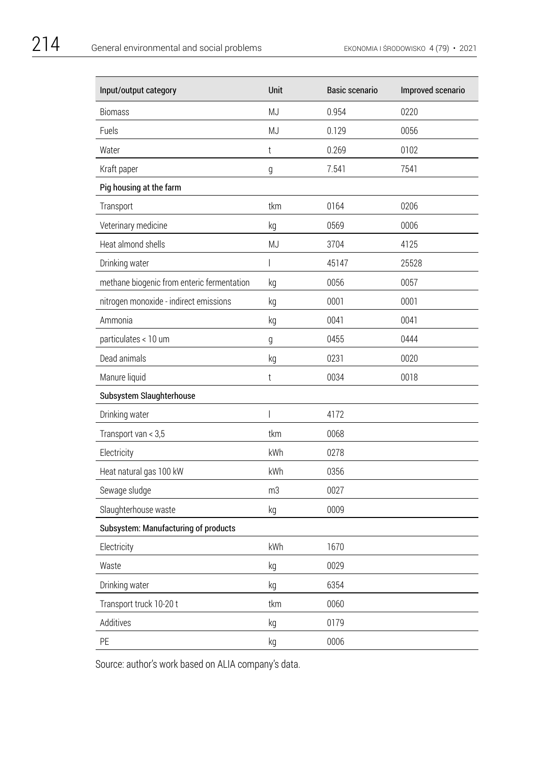| Input/output category | Unit | Basic scenario | Improved scenario |
|---|---|---|---|
| Biomass | MJ | 0.954 | 0220 |
| Fuels | MJ | 0.129 | 0056 |
| Water | t | 0.269 | 0102 |
| Kraft paper | g | 7.541 | 7541 |
| **Pig housing at the farm** | | | |
| Transport | tkm | 0164 | 0206 |
| Veterinary medicine | kg | 0569 | 0006 |
| Heat almond shells | MJ | 3704 | 4125 |
| Drinking water | l | 45147 | 25528 |
| methane biogenic from enteric fermentation | kg | 0056 | 0057 |
| nitrogen monoxide - indirect emissions | kg | 0001 | 0001 |
| Ammonia | kg | 0041 | 0041 |
| particulates < 10 um | g | 0455 | 0444 |
| Dead animals | kg | 0231 | 0020 |
| Manure liquid | t | 0034 | 0018 |
| **Subsystem Slaughterhouse** | | | |
| Drinking water | l | 4172 | |
| Transport van < 3,5 | tkm | 0068 | |
| Electricity | kWh | 0278 | |
| Heat natural gas 100 kW | kWh | 0356 | |
| Sewage sludge | m3 | 0027 | |
| Slaughterhouse waste | kg | 0009 | |
| **Subsystem: Manufacturing of products** | | | |
| Electricity | kWh | 1670 | |
| Waste | kg | 0029 | |
| Drinking water | kg | 6354 | |
| Transport truck 10-20 t | tkm | 0060 | |
| Additives | kg | 0179 | |
| PE | kg | 0006 | |

Source: author's work based on ALIA company's data.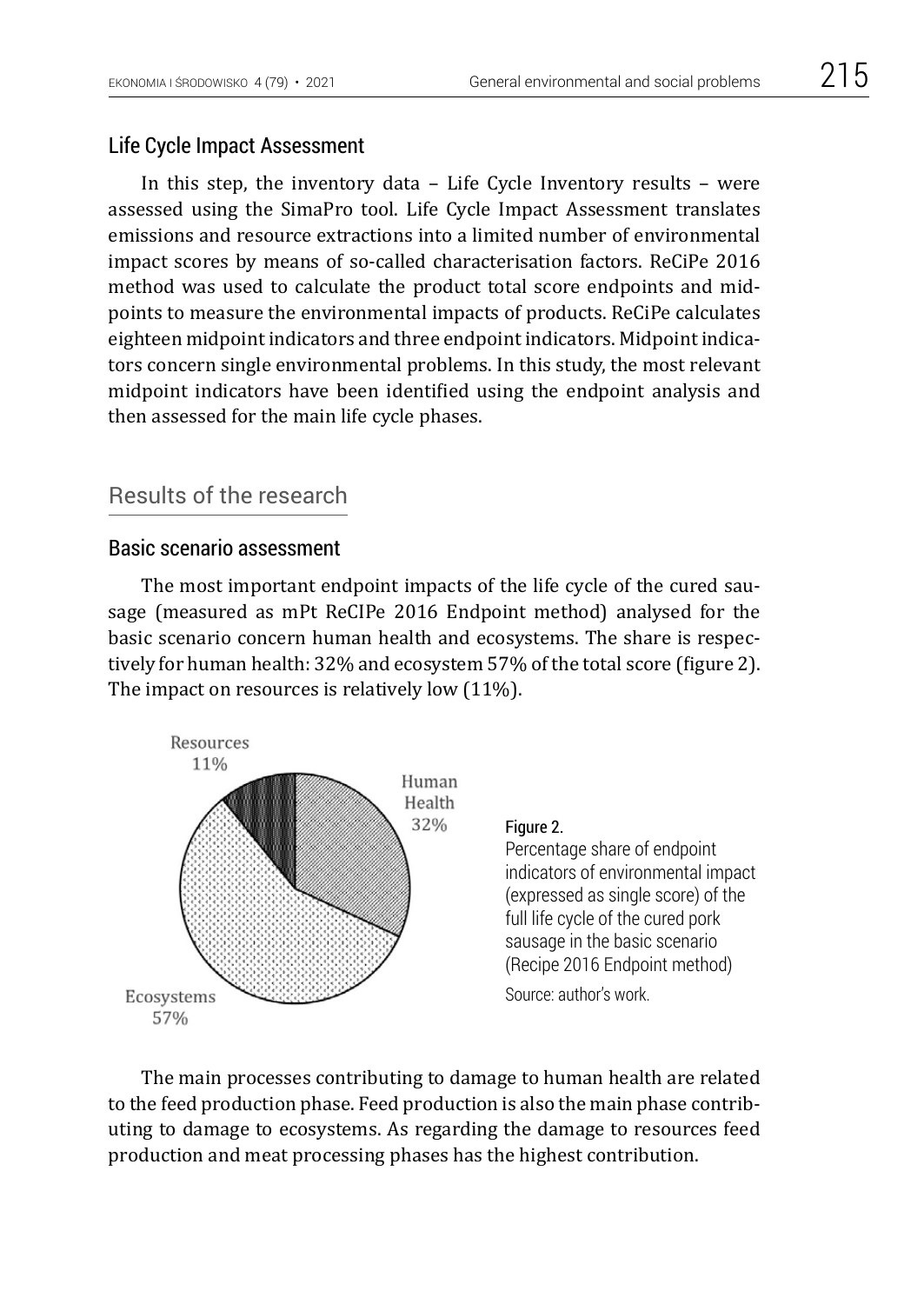### Life Cycle Impact Assessment

In this step, the inventory data – Life Cycle Inventory results – were assessed using the SimaPro tool. Life Cycle Impact Assessment translates emissions and resource extractions into a limited number of environmental impact scores by means of so-called characterisation factors. ReCiPe 2016 method was used to calculate the product total score endpoints and midpoints to measure the environmental impacts of products. ReCiPe calculates eighteen midpoint indicators and three endpoint indicators. Midpoint indicators concern single environmental problems. In this study, the most relevant midpoint indicators have been identified using the endpoint analysis and then assessed for the main life cycle phases.

## Results of the research

### Basic scenario assessment

The most important endpoint impacts of the life cycle of the cured sausage (measured as mPt ReCIPe 2016 Endpoint method) analysed for the basic scenario concern human health and ecosystems. The share is respectively for human health: 32% and ecosystem 57% of the total score (figure 2). The impact on resources is relatively low (11%).

Resources 11%

Human Health 32%

Ecosystems 57%

Figure 2.
Percentage share of endpoint indicators of environmental impact (expressed as single score) of the full life cycle of the cured pork sausage in the basic scenario (Recipe 2016 Endpoint method)

Source: author's work.

The main processes contributing to damage to human health are related to the feed production phase. Feed production is also the main phase contributing to damage to ecosystems. As regarding the damage to resources feed production and meat processing phases has the highest contribution.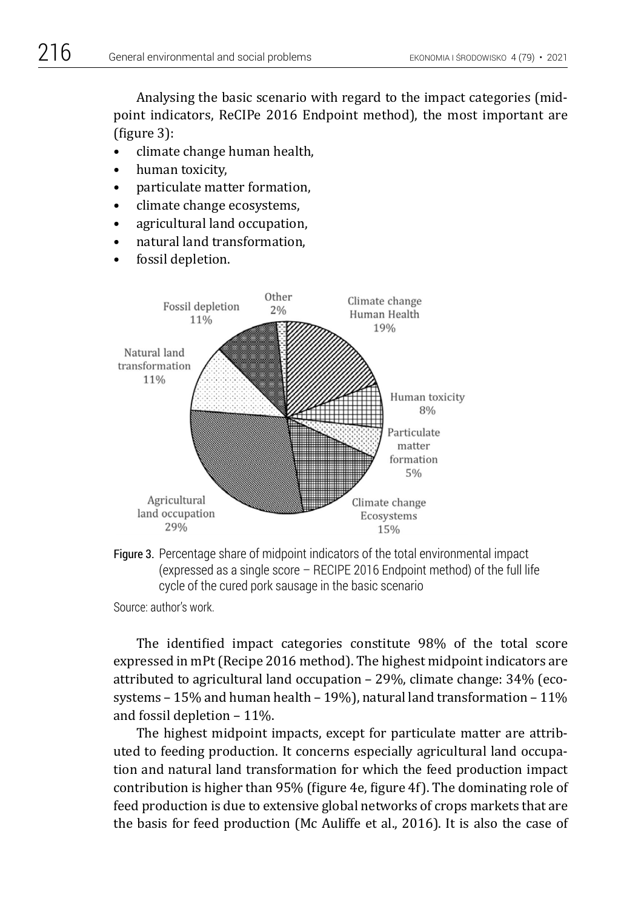Analysing the basic scenario with regard to the impact categories (midpoint indicators, ReCIPe 2016 Endpoint method), the most important are (figure 3):

- climate change human health,
- human toxicity,
- particulate matter formation,
- climate change ecosystems,
- agricultural land occupation,
- natural land transformation,
- fossil depletion.

Figure 3. Percentage share of midpoint indicators of the total environmental impact (expressed as a single score – RECIPE 2016 Endpoint method) of the full life cycle of the cured pork sausage in the basic scenario

Source: author's work.

The identified impact categories constitute 98% of the total score expressed in mPt (Recipe 2016 method). The highest midpoint indicators are attributed to agricultural land occupation – 29%, climate change: 34% (ecosystems – 15% and human health – 19%), natural land transformation – 11% and fossil depletion – 11%.

The highest midpoint impacts, except for particulate matter are attributed to feeding production. It concerns especially agricultural land occupation and natural land transformation for which the feed production impact contribution is higher than 95% (figure 4e, figure 4f). The dominating role of feed production is due to extensive global networks of crops markets that are the basis for feed production (Mc Auliffe et al., 2016). It is also the case of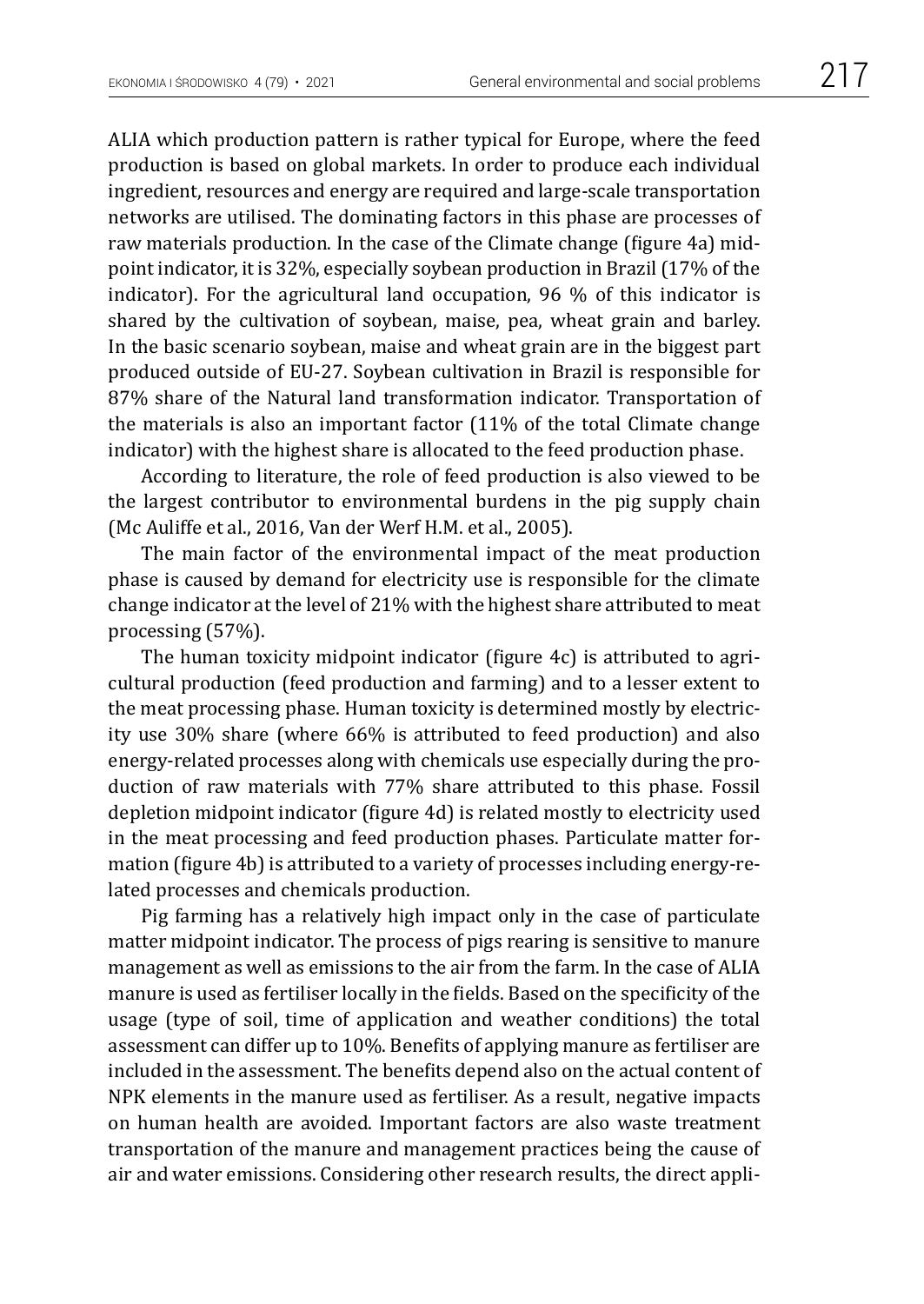ALIA which production pattern is rather typical for Europe, where the feed production is based on global markets. In order to produce each individual ingredient, resources and energy are required and large-scale transportation networks are utilised. The dominating factors in this phase are processes of raw materials production. In the case of the Climate change (figure 4a) midpoint indicator, it is 32%, especially soybean production in Brazil (17% of the indicator). For the agricultural land occupation, 96 % of this indicator is shared by the cultivation of soybean, maise, pea, wheat grain and barley. In the basic scenario soybean, maise and wheat grain are in the biggest part produced outside of EU-27. Soybean cultivation in Brazil is responsible for 87% share of the Natural land transformation indicator. Transportation of the materials is also an important factor (11% of the total Climate change indicator) with the highest share is allocated to the feed production phase.

According to literature, the role of feed production is also viewed to be the largest contributor to environmental burdens in the pig supply chain (Mc Auliffe et al., 2016, Van der Werf H.M. et al., 2005).

The main factor of the environmental impact of the meat production phase is caused by demand for electricity use is responsible for the climate change indicator at the level of 21% with the highest share attributed to meat processing (57%).

The human toxicity midpoint indicator (figure 4c) is attributed to agricultural production (feed production and farming) and to a lesser extent to the meat processing phase. Human toxicity is determined mostly by electricity use 30% share (where 66% is attributed to feed production) and also energy-related processes along with chemicals use especially during the production of raw materials with 77% share attributed to this phase. Fossil depletion midpoint indicator (figure 4d) is related mostly to electricity used in the meat processing and feed production phases. Particulate matter formation (figure 4b) is attributed to a variety of processes including energy-related processes and chemicals production.

Pig farming has a relatively high impact only in the case of particulate matter midpoint indicator. The process of pigs rearing is sensitive to manure management as well as emissions to the air from the farm. In the case of ALIA manure is used as fertiliser locally in the fields. Based on the specificity of the usage (type of soil, time of application and weather conditions) the total assessment can differ up to 10%. Benefits of applying manure as fertiliser are included in the assessment. The benefits depend also on the actual content of NPK elements in the manure used as fertiliser. As a result, negative impacts on human health are avoided. Important factors are also waste treatment transportation of the manure and management practices being the cause of air and water emissions. Considering other research results, the direct appli-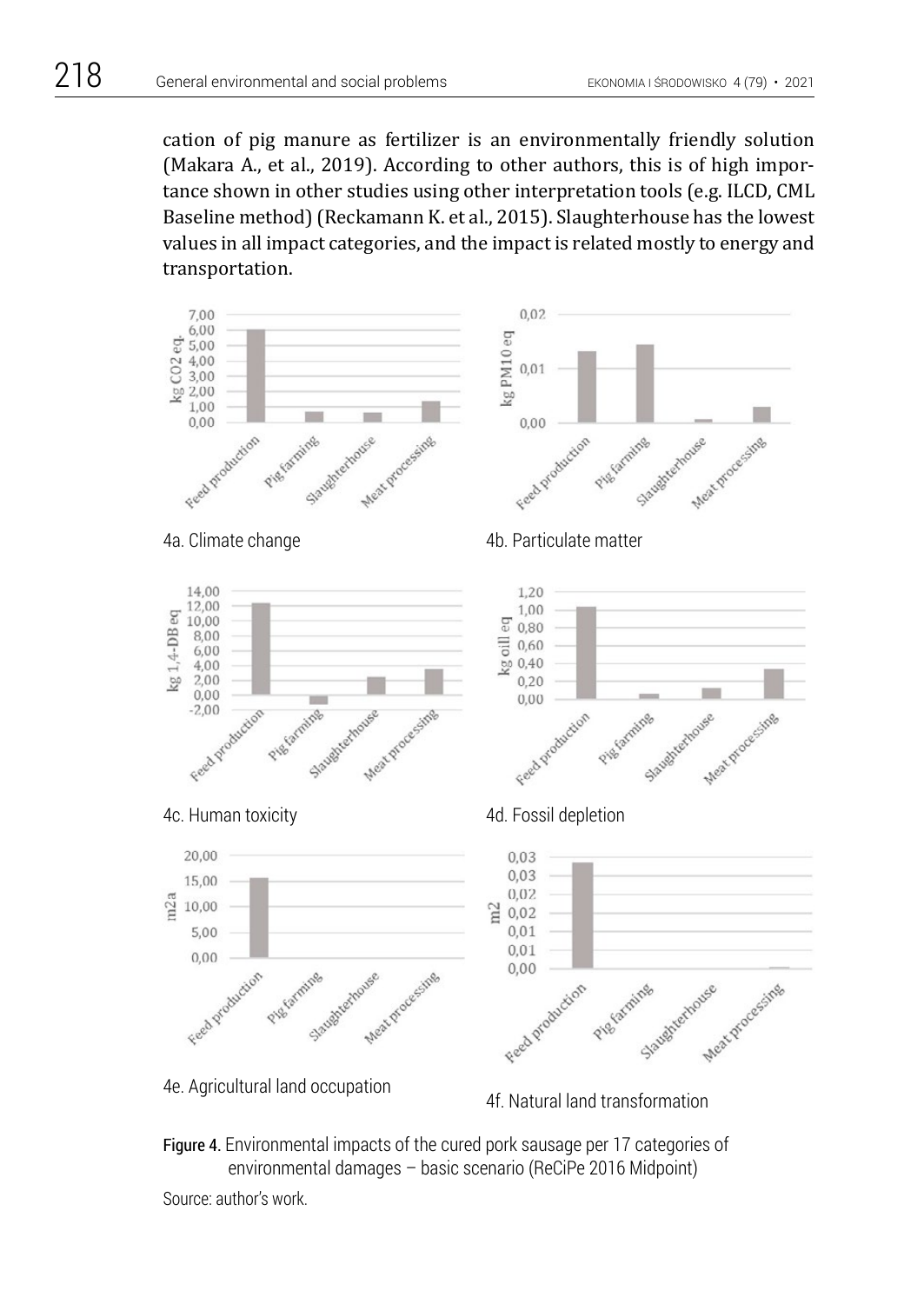cation of pig manure as fertilizer is an environmentally friendly solution (Makara A., et al., 2019). According to other authors, this is of high importance shown in other studies using other interpretation tools (e.g. ILCD, CML Baseline method) (Reckamann K. et al., 2015). Slaughterhouse has the lowest values in all impact categories, and the impact is related mostly to energy and transportation.

4a. Climate change

4b. Particulate matter

4c. Human toxicity

4d. Fossil depletion

4e. Agricultural land occupation

4f. Natural land transformation

**Figure 4.** Environmental impacts of the cured pork sausage per 17 categories of environmental damages – basic scenario (ReCiPe 2016 Midpoint)

Source: author's work.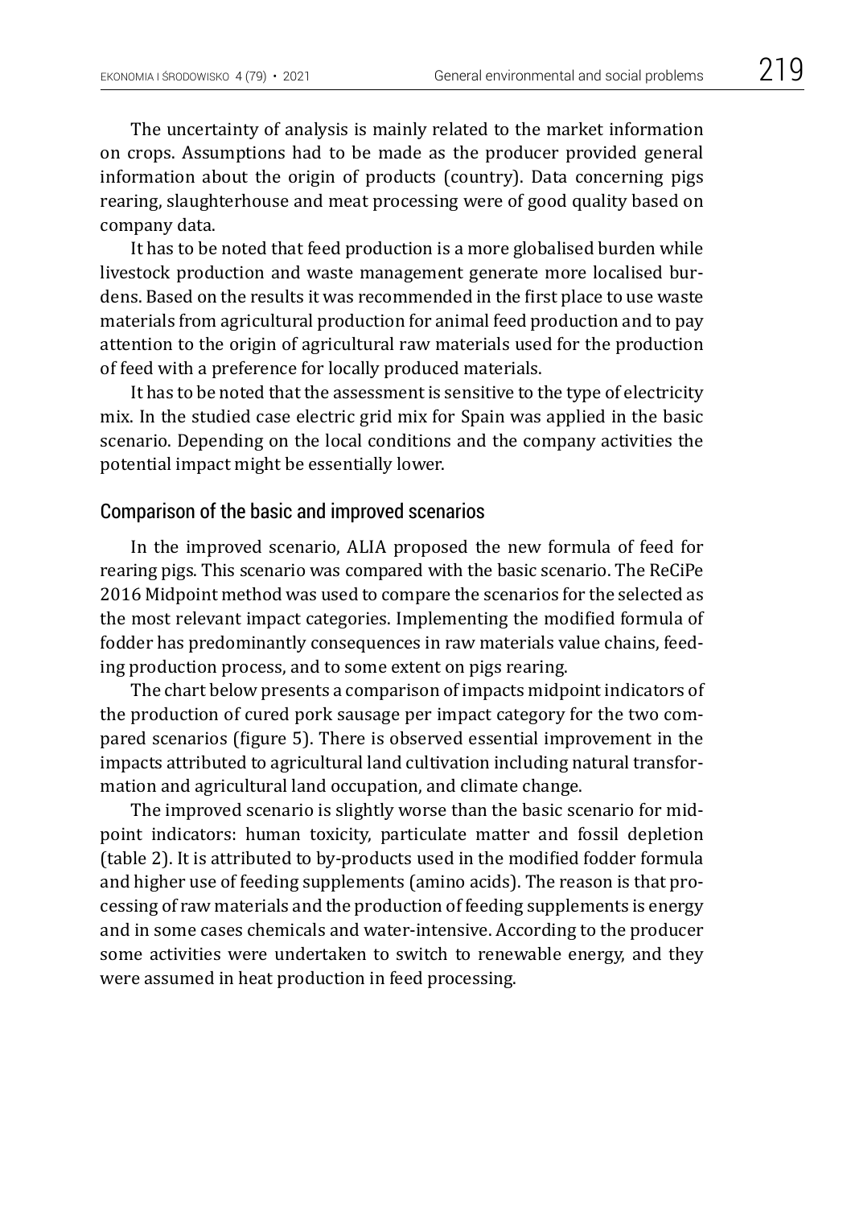The uncertainty of analysis is mainly related to the market information on crops. Assumptions had to be made as the producer provided general information about the origin of products (country). Data concerning pigs rearing, slaughterhouse and meat processing were of good quality based on company data.

It has to be noted that feed production is a more globalised burden while livestock production and waste management generate more localised burdens. Based on the results it was recommended in the first place to use waste materials from agricultural production for animal feed production and to pay attention to the origin of agricultural raw materials used for the production of feed with a preference for locally produced materials.

It has to be noted that the assessment is sensitive to the type of electricity mix. In the studied case electric grid mix for Spain was applied in the basic scenario. Depending on the local conditions and the company activities the potential impact might be essentially lower.

## Comparison of the basic and improved scenarios

In the improved scenario, ALIA proposed the new formula of feed for rearing pigs. This scenario was compared with the basic scenario. The ReCiPe 2016 Midpoint method was used to compare the scenarios for the selected as the most relevant impact categories. Implementing the modified formula of fodder has predominantly consequences in raw materials value chains, feeding production process, and to some extent on pigs rearing.

The chart below presents a comparison of impacts midpoint indicators of the production of cured pork sausage per impact category for the two compared scenarios (figure 5). There is observed essential improvement in the impacts attributed to agricultural land cultivation including natural transformation and agricultural land occupation, and climate change.

The improved scenario is slightly worse than the basic scenario for midpoint indicators: human toxicity, particulate matter and fossil depletion (table 2). It is attributed to by-products used in the modified fodder formula and higher use of feeding supplements (amino acids). The reason is that processing of raw materials and the production of feeding supplements is energy and in some cases chemicals and water-intensive. According to the producer some activities were undertaken to switch to renewable energy, and they were assumed in heat production in feed processing.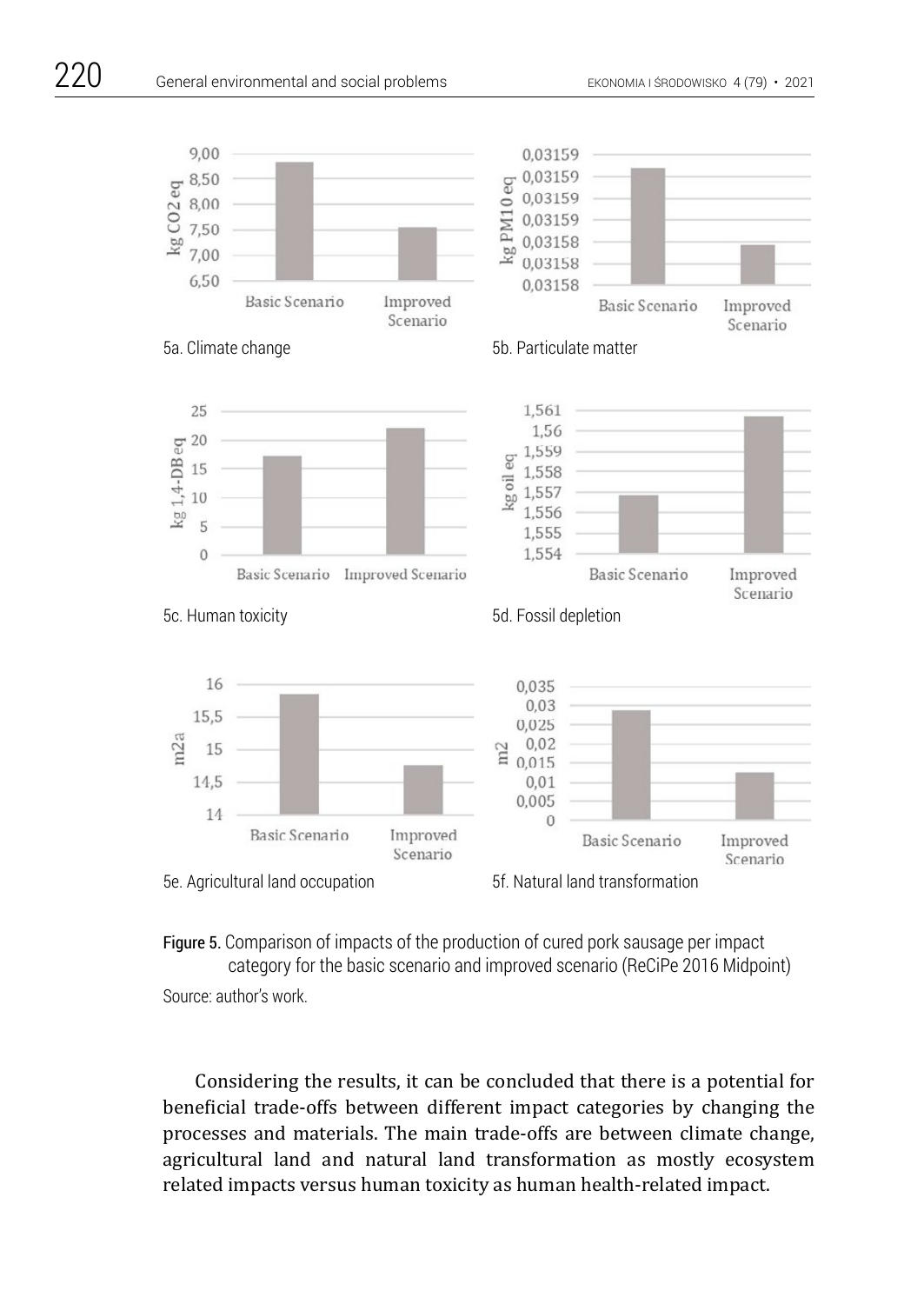5a. Climate change

5b. Particulate matter

5c. Human toxicity

5d. Fossil depletion

5e. Agricultural land occupation

5f. Natural land transformation

**Figure 5.** Comparison of impacts of the production of cured pork sausage per impact category for the basic scenario and improved scenario (ReCiPe 2016 Midpoint)

Source: author's work.

Considering the results, it can be concluded that there is a potential for beneficial trade-offs between different impact categories by changing the processes and materials. The main trade-offs are between climate change, agricultural land and natural land transformation as mostly ecosystem related impacts versus human toxicity as human health-related impact.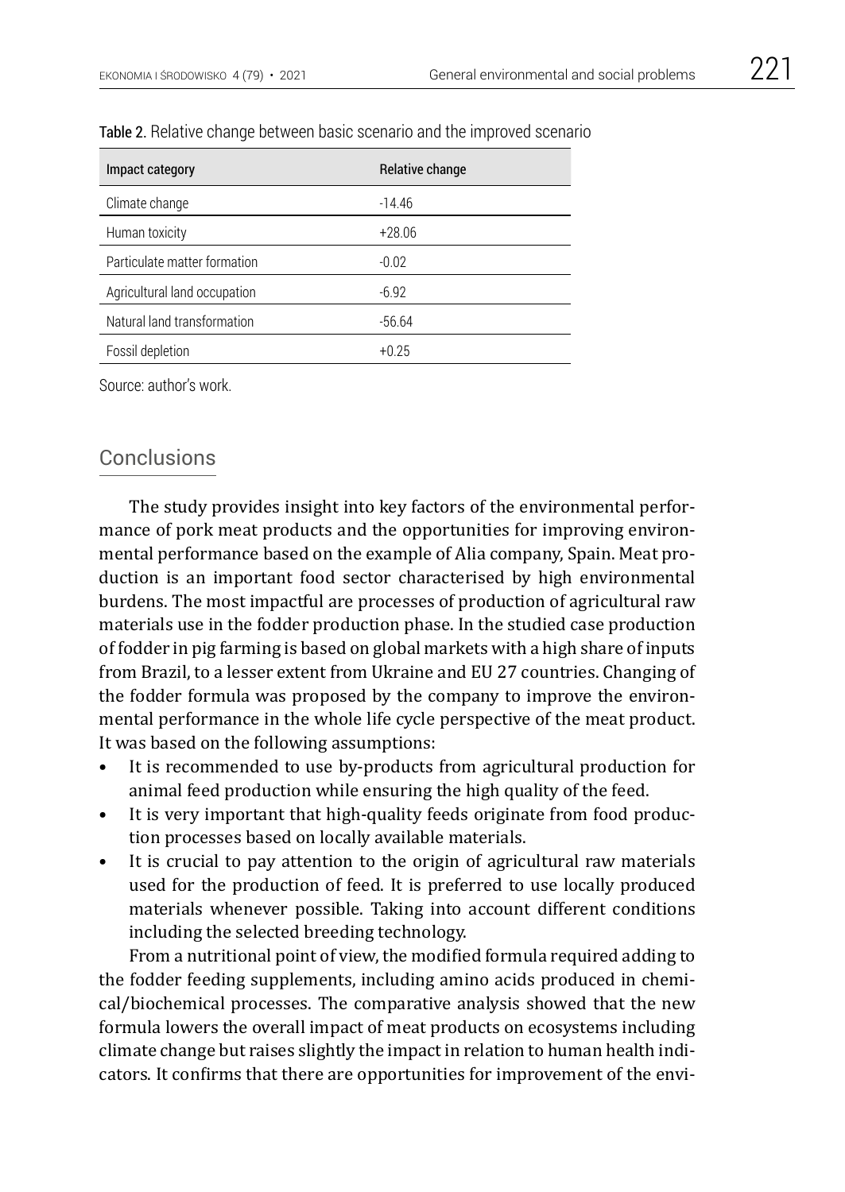Table 2. Relative change between basic scenario and the improved scenario

| Impact category | Relative change |
|---|---|
| Climate change | -14.46 |
| Human toxicity | +28.06 |
| Particulate matter formation | -0.02 |
| Agricultural land occupation | -6.92 |
| Natural land transformation | -56.64 |
| Fossil depletion | +0.25 |

Source: author's work.

## Conclusions

The study provides insight into key factors of the environmental performance of pork meat products and the opportunities for improving environmental performance based on the example of Alia company, Spain. Meat production is an important food sector characterised by high environmental burdens. The most impactful are processes of production of agricultural raw materials use in the fodder production phase. In the studied case production of fodder in pig farming is based on global markets with a high share of inputs from Brazil, to a lesser extent from Ukraine and EU 27 countries. Changing of the fodder formula was proposed by the company to improve the environmental performance in the whole life cycle perspective of the meat product. It was based on the following assumptions:

- It is recommended to use by-products from agricultural production for animal feed production while ensuring the high quality of the feed.
- It is very important that high-quality feeds originate from food production processes based on locally available materials.
- It is crucial to pay attention to the origin of agricultural raw materials used for the production of feed. It is preferred to use locally produced materials whenever possible. Taking into account different conditions including the selected breeding technology.

From a nutritional point of view, the modified formula required adding to the fodder feeding supplements, including amino acids produced in chemical/biochemical processes. The comparative analysis showed that the new formula lowers the overall impact of meat products on ecosystems including climate change but raises slightly the impact in relation to human health indicators. It confirms that there are opportunities for improvement of the envi-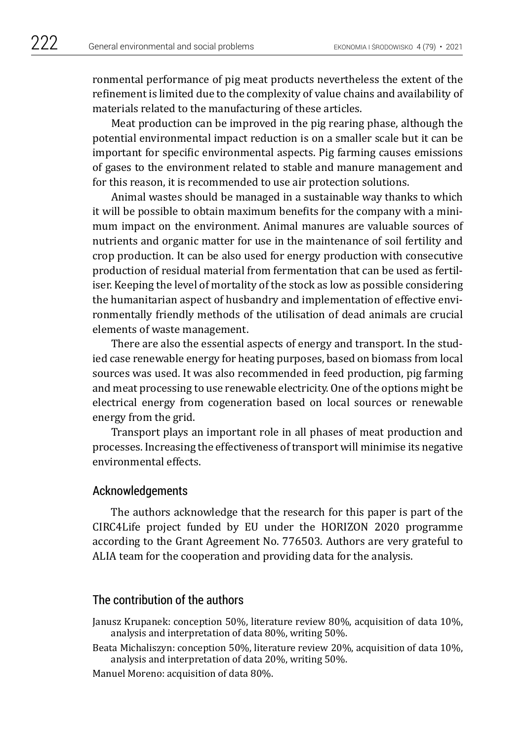ronmental performance of pig meat products nevertheless the extent of the refinement is limited due to the complexity of value chains and availability of materials related to the manufacturing of these articles.

Meat production can be improved in the pig rearing phase, although the potential environmental impact reduction is on a smaller scale but it can be important for specific environmental aspects. Pig farming causes emissions of gases to the environment related to stable and manure management and for this reason, it is recommended to use air protection solutions.

Animal wastes should be managed in a sustainable way thanks to which it will be possible to obtain maximum benefits for the company with a minimum impact on the environment. Animal manures are valuable sources of nutrients and organic matter for use in the maintenance of soil fertility and crop production. It can be also used for energy production with consecutive production of residual material from fermentation that can be used as fertiliser. Keeping the level of mortality of the stock as low as possible considering the humanitarian aspect of husbandry and implementation of effective environmentally friendly methods of the utilisation of dead animals are crucial elements of waste management.

There are also the essential aspects of energy and transport. In the studied case renewable energy for heating purposes, based on biomass from local sources was used. It was also recommended in feed production, pig farming and meat processing to use renewable electricity. One of the options might be electrical energy from cogeneration based on local sources or renewable energy from the grid.

Transport plays an important role in all phases of meat production and processes. Increasing the effectiveness of transport will minimise its negative environmental effects.

## Acknowledgements

The authors acknowledge that the research for this paper is part of the CIRC4Life project funded by EU under the HORIZON 2020 programme according to the Grant Agreement No. 776503. Authors are very grateful to ALIA team for the cooperation and providing data for the analysis.

## The contribution of the authors

Janusz Krupanek: conception 50%, literature review 80%, acquisition of data 10%, analysis and interpretation of data 80%, writing 50%.

Beata Michaliszyn: conception 50%, literature review 20%, acquisition of data 10%, analysis and interpretation of data 20%, writing 50%.

Manuel Moreno: acquisition of data 80%.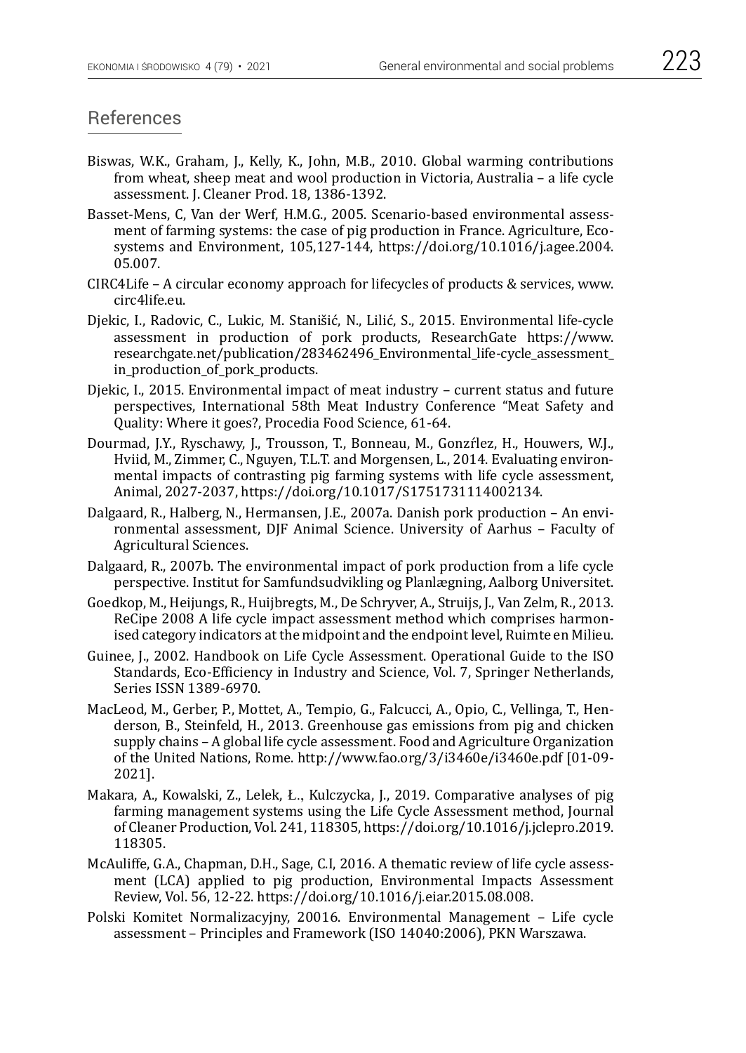## References

Biswas, W.K., Graham, J., Kelly, K., John, M.B., 2010. Global warming contributions from wheat, sheep meat and wool production in Victoria, Australia – a life cycle assessment. J. Cleaner Prod. 18, 1386-1392.

Basset-Mens, C, Van der Werf, H.M.G., 2005. Scenario-based environmental assessment of farming systems: the case of pig production in France. Agriculture, Ecosystems and Environment, 105,127-144, https://doi.org/10.1016/j.agee.2004.05.007.

CIRC4Life – A circular economy approach for lifecycles of products & services, www.circ4life.eu.

Djekic, I., Radovic, C., Lukic, M. Stanišić, N., Lilić, S., 2015. Environmental life-cycle assessment in production of pork products, ResearchGate https://www.researchgate.net/publication/283462496_Environmental_life-cycle_assessment_in_production_of_pork_products.

Djekic, I., 2015. Environmental impact of meat industry – current status and future perspectives, International 58th Meat Industry Conference "Meat Safety and Quality: Where it goes?, Procedia Food Science, 61-64.

Dourmad, J.Y., Ryschawy, J., Trousson, T., Bonneau, M., Gonzŕlez, H., Houwers, W.J., Hviid, M., Zimmer, C., Nguyen, T.L.T. and Morgensen, L., 2014. Evaluating environmental impacts of contrasting pig farming systems with life cycle assessment, Animal, 2027-2037, https://doi.org/10.1017/S1751731114002134.

Dalgaard, R., Halberg, N., Hermansen, J.E., 2007a. Danish pork production – An environmental assessment, DJF Animal Science. University of Aarhus – Faculty of Agricultural Sciences.

Dalgaard, R., 2007b. The environmental impact of pork production from a life cycle perspective. Institut for Samfundsudvikling og Planlægning, Aalborg Universitet.

Goedkop, M., Heijungs, R., Huijbregts, M., De Schryver, A., Struijs, J., Van Zelm, R., 2013. ReCipe 2008 A life cycle impact assessment method which comprises harmonised category indicators at the midpoint and the endpoint level, Ruimte en Milieu.

Guinee, J., 2002. Handbook on Life Cycle Assessment. Operational Guide to the ISO Standards, Eco-Efficiency in Industry and Science, Vol. 7, Springer Netherlands, Series ISSN 1389-6970.

MacLeod, M., Gerber, P., Mottet, A., Tempio, G., Falcucci, A., Opio, C., Vellinga, T., Henderson, B., Steinfeld, H., 2013. Greenhouse gas emissions from pig and chicken supply chains – A global life cycle assessment. Food and Agriculture Organization of the United Nations, Rome. http://www.fao.org/3/i3460e/i3460e.pdf [01-09-2021].

Makara, A., Kowalski, Z., Lelek, Ł., Kulczycka, J., 2019. Comparative analyses of pig farming management systems using the Life Cycle Assessment method, Journal of Cleaner Production, Vol. 241, 118305, https://doi.org/10.1016/j.jclepro.2019.118305.

McAuliffe, G.A., Chapman, D.H., Sage, C.I, 2016. A thematic review of life cycle assessment (LCA) applied to pig production, Environmental Impacts Assessment Review, Vol. 56, 12-22. https://doi.org/10.1016/j.eiar.2015.08.008.

Polski Komitet Normalizacyjny, 20016. Environmental Management – Life cycle assessment – Principles and Framework (ISO 14040:2006), PKN Warszawa.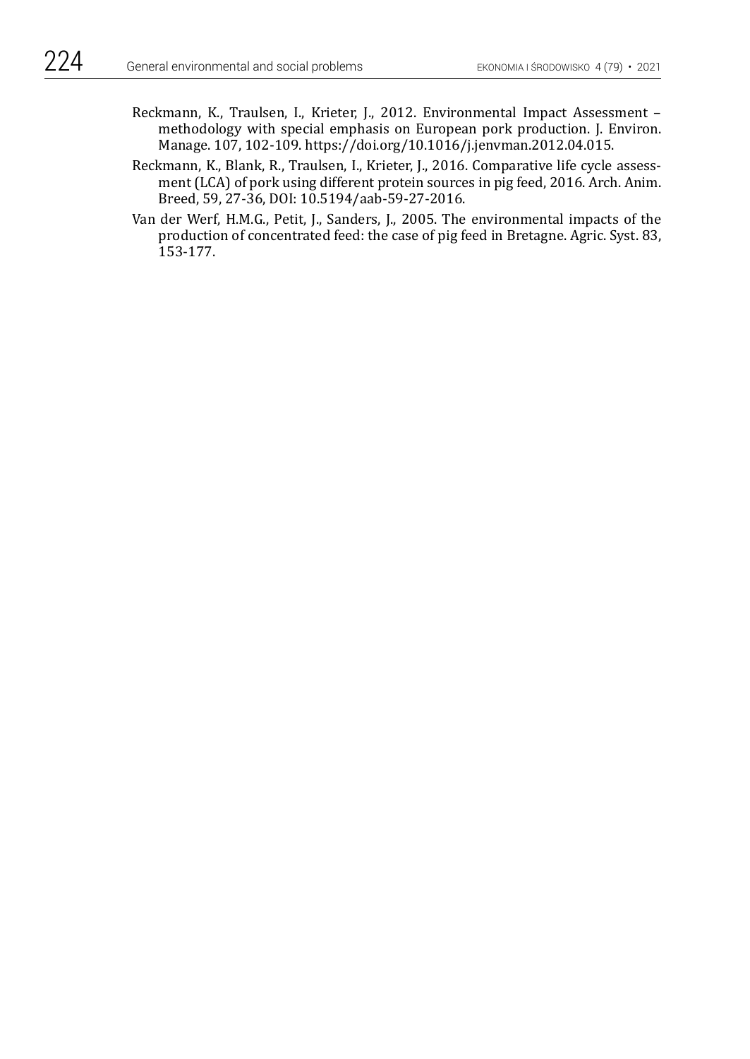Reckmann, K., Traulsen, I., Krieter, J., 2012. Environmental Impact Assessment – methodology with special emphasis on European pork production. J. Environ. Manage. 107, 102-109. https://doi.org/10.1016/j.jenvman.2012.04.015.

Reckmann, K., Blank, R., Traulsen, I., Krieter, J., 2016. Comparative life cycle assessment (LCA) of pork using different protein sources in pig feed, 2016. Arch. Anim. Breed, 59, 27-36, DOI: 10.5194/aab-59-27-2016.

Van der Werf, H.M.G., Petit, J., Sanders, J., 2005. The environmental impacts of the production of concentrated feed: the case of pig feed in Bretagne. Agric. Syst. 83, 153-177.